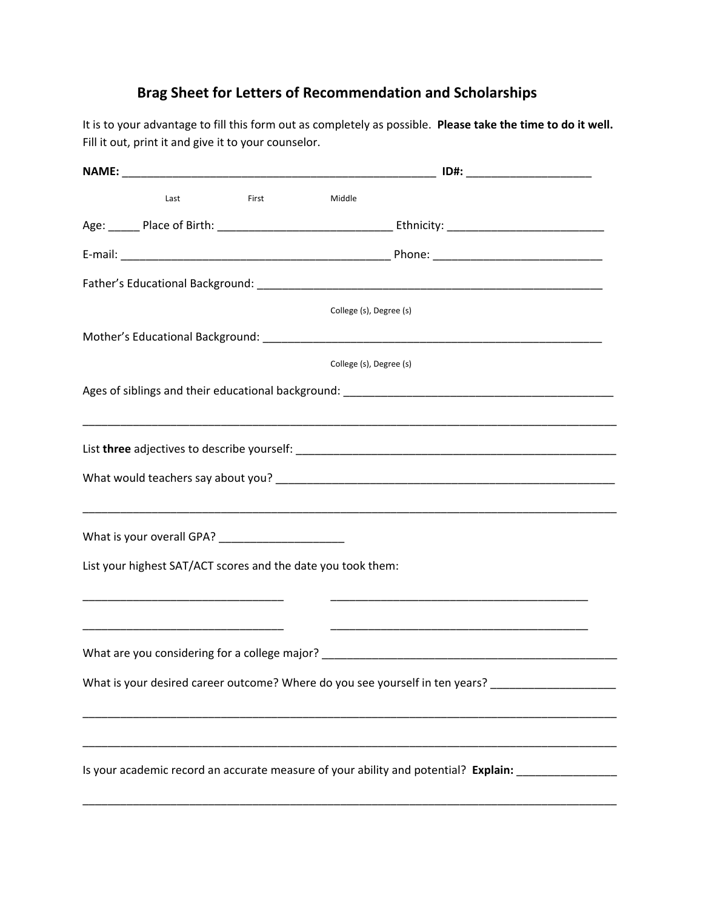## Brag Sheet for Letters of Recommendation and Scholarships

It is to your advantage to fill this form out as completely as possible. **Please take the time to do it well.** Fill it out, print it and give it to your counselor.

**NAME:** ___________________________________________________ **ID#:** ____________________

Last First Middle

Age: _____ Place of Birth: ____________________________ Ethnicity: _________________________

E-mail: ___________________________________________ Phone: ___________________________

Father's Educational Background: ________________________________________________________

College (s), Degree (s)

Mother's Educational Background: _______________________________________________________

College (s), Degree (s)

Ages of siblings and their educational background: ___________________________________________

_____________________________________________________________________________________

List **three** adjectives to describe yourself: _____________________________________________________

What would teachers say about you? ______________________________________________________

_____________________________________________________________________________________

What is your overall GPA? ____________________

List your highest SAT/ACT scores and the date you took them:

________________________________ __________________________________________

________________________________ __________________________________________

What are you considering for a college major? ________________________________________________

What is your desired career outcome? Where do you see yourself in ten years? ___________________

_____________________________________________________________________________________

_____________________________________________________________________________________

Is your academic record an accurate measure of your ability and potential? **Explain:** ________________

_____________________________________________________________________________________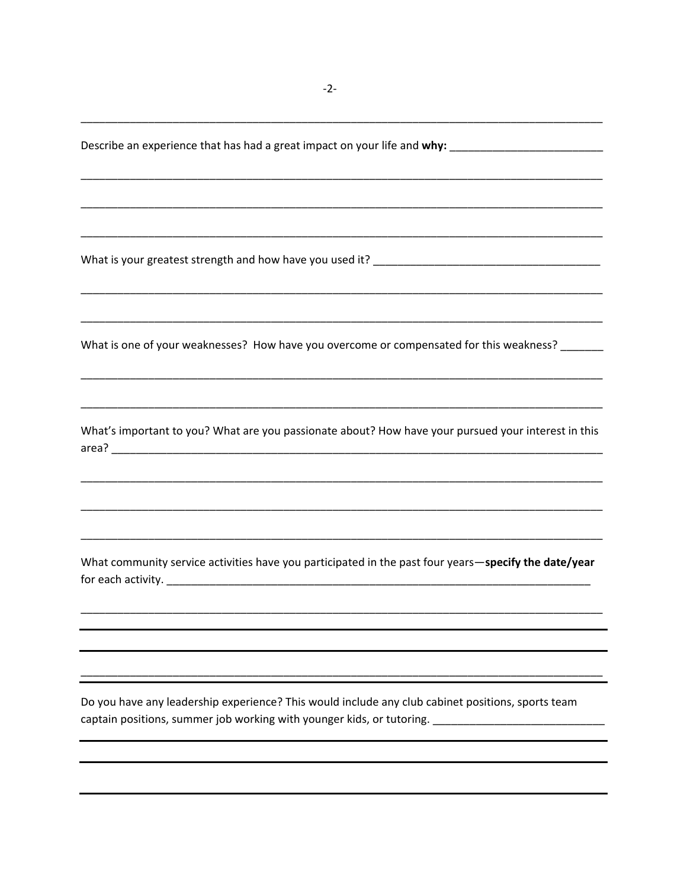Describe an experience that has had a great impact on your life and **why:** _________________________

_____________________________________________________________________________________

_____________________________________________________________________________________

_____________________________________________________________________________________

What is your greatest strength and how have you used it? _____________________________________

_____________________________________________________________________________________

_____________________________________________________________________________________

What is one of your weaknesses? How have you overcome or compensated for this weakness? _______

_____________________________________________________________________________________

_____________________________________________________________________________________

What's important to you? What are you passionate about? How have your pursued your interest in this area? ________________________________________________________________________________

_____________________________________________________________________________________

_____________________________________________________________________________________

_____________________________________________________________________________________

What community service activities have you participated in the past four years—**specify the date/year** for each activity. _______________________________________________________________________

_____________________________________________________________________________________

_____________________________________________________________________________________

_____________________________________________________________________________________

_____________________________________________________________________________________

Do you have any leadership experience? This would include any club cabinet positions, sports team captain positions, summer job working with younger kids, or tutoring. ____________________________

_____________________________________________________________________________________

_____________________________________________________________________________________

_____________________________________________________________________________________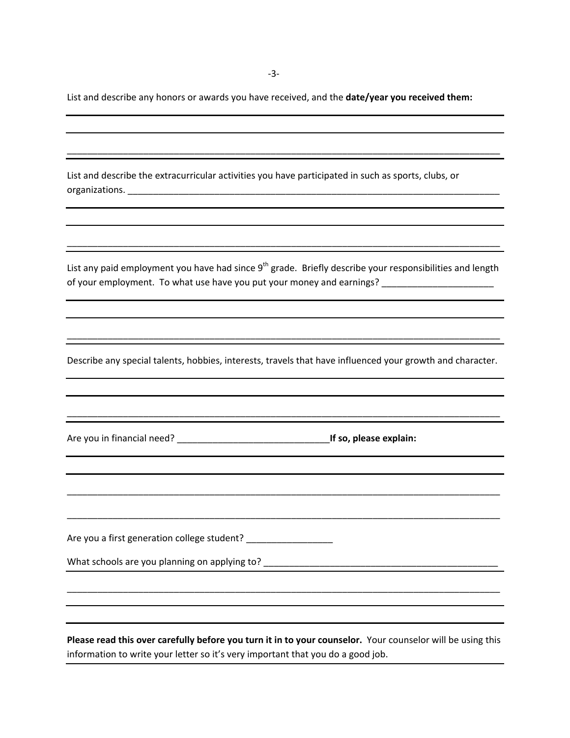List and describe any honors or awards you have received, and the **date/year you received them:**

List and describe the extracurricular activities you have participated in such as sports, clubs, or organizations. ____________________________________________________________

List any paid employment you have had since 9th grade. Briefly describe your responsibilities and length of your employment. To what use have you put your money and earnings? ______________________

Describe any special talents, hobbies, interests, travels that have influenced your growth and character.

Are you in financial need? ______________________________**If so, please explain:**

Are you a first generation college student? _________________

What schools are you planning on applying to? _______________________________________________

**Please read this over carefully before you turn it in to your counselor.** Your counselor will be using this information to write your letter so it's very important that you do a good job.